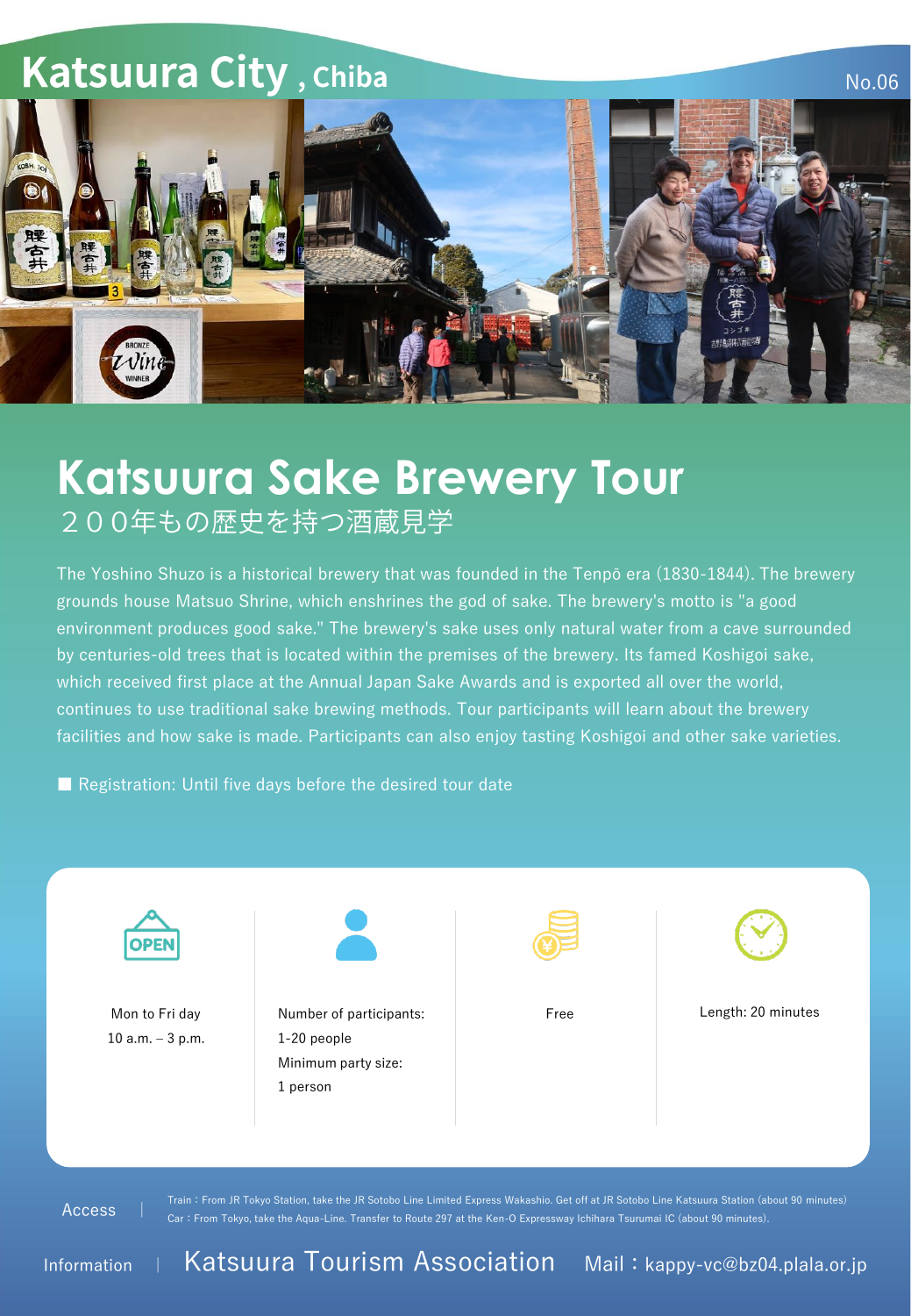# Katsuura City , Chiba

No.06

## Katsuura Sake Brewery Tour

２００年もの歴史を持つ酒蔵見学

The Yoshino Shuzo is a historical brewery that was founded in the Tenpō era (1830-1844). The brewery grounds house Matsuo Shrine, which enshrines the god of sake. The brewery's motto is "a good environment produces good sake." The brewery's sake uses only natural water from a cave surrounded by centuries-old trees that is located within the premises of the brewery. Its famed Koshigoi sake, which received first place at the Annual Japan Sake Awards and is exported all over the world, continues to use traditional sake brewing methods. Tour participants will learn about the brewery facilities and how sake is made. Participants can also enjoy tasting Koshigoi and other sake varieties.

■ Registration: Until five days before the desired tour date

| OPEN | Participants | Price | Time |
|---|---|---|---|
| Mon to Fri day<br>10 a.m. – 3 p.m. | Number of participants:<br>1-20 people<br>Minimum party size:<br>1 person | Free | Length: 20 minutes |

**Access** | Train：From JR Tokyo Station, take the JR Sotobo Line Limited Express Wakashio. Get off at JR Sotobo Line Katsuura Station (about 90 minutes)
Car：From Tokyo, take the Aqua-Line. Transfer to Route 297 at the Ken-O Expressway Ichihara Tsurumai IC (about 90 minutes).

**Information** | Katsuura Tourism Association　Mail：kappy-vc@bz04.plala.or.jp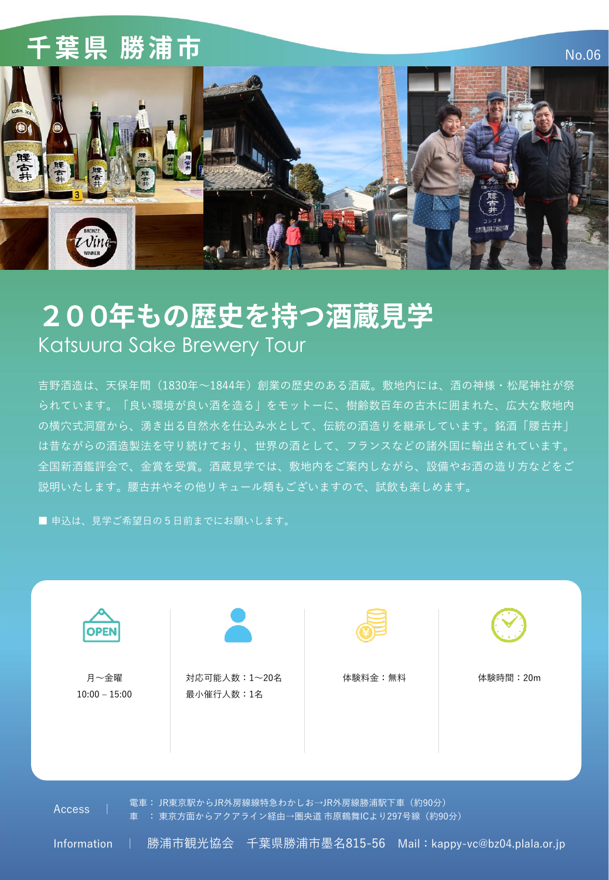# 千葉県 勝浦市

No.06

## ２００年もの歴史を持つ酒蔵見学

Katsuura Sake Brewery Tour

吉野酒造は、天保年間（1830年～1844年）創業の歴史のある酒蔵。敷地内には、酒の神様・松尾神社が祭られています。「良い環境が良い酒を造る」をモットーに、樹齢数百年の古木に囲まれた、広大な敷地内の横穴式洞窟から、湧き出る自然水を仕込み水として、伝統の酒造りを継承しています。銘酒「腰古井」は昔ながらの酒造製法を守り続けており、世界の酒として、フランスなどの諸外国に輸出されています。全国新酒鑑評会で、金賞を受賞。酒蔵見学では、敷地内をご案内しながら、設備やお酒の造り方などをご説明いたします。腰古井やその他リキュール類もございますので、試飲も楽しめます。

■ 申込は、見学ご希望日の５日前までにお願いします。

| | | | |
|---|---|---|---|
| 月～金曜<br>10:00 – 15:00 | 対応可能人数：1～20名<br>最小催行人数：1名 | 体験料金：無料 | 体験時間：20m |

Access ｜ 電車： JR東京駅からJR外房線線特急わかしお→JR外房線勝浦駅下車（約90分）
車　： 東京方面からアクアライン経由→圏央道 市原鶴舞ICより297号線（約90分）

Information ｜ 勝浦市観光協会　千葉県勝浦市墨名815-56　Mail：kappy-vc@bz04.plala.or.jp